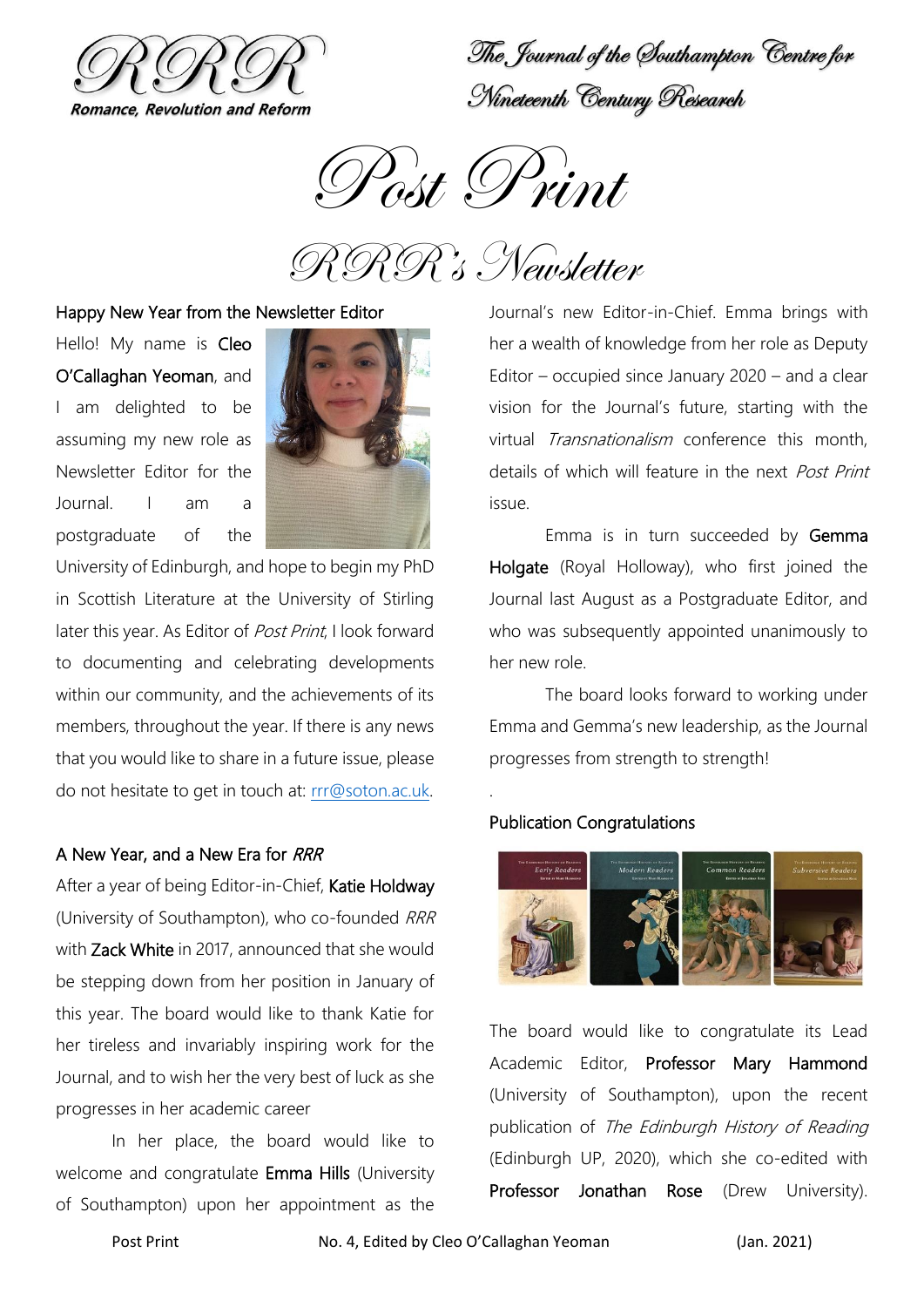RRR

Romance, Revolution and Reform

The Journal of the Southampton Centre for Nineteenth Century Research

# Post Print

## RRR's Newsletter

### Happy New Year from the Newsletter Editor

Hello! My name is **Cleo O'Callaghan Yeoman**, and I am delighted to be assuming my new role as Newsletter Editor for the Journal. I am a postgraduate of the University of Edinburgh, and hope to begin my PhD in Scottish Literature at the University of Stirling later this year. As Editor of *Post Print*, I look forward to documenting and celebrating developments within our community, and the achievements of its members, throughout the year. If there is any news that you would like to share in a future issue, please do not hesitate to get in touch at: rrr@soton.ac.uk.

### A New Year, and a New Era for *RRR*

After a year of being Editor-in-Chief, **Katie Holdway** (University of Southampton), who co-founded *RRR* with **Zack White** in 2017, announced that she would be stepping down from her position in January of this year. The board would like to thank Katie for her tireless and invariably inspiring work for the Journal, and to wish her the very best of luck as she progresses in her academic career

In her place, the board would like to welcome and congratulate **Emma Hills** (University of Southampton) upon her appointment as the Journal's new Editor-in-Chief. Emma brings with her a wealth of knowledge from her role as Deputy Editor – occupied since January 2020 – and a clear vision for the Journal's future, starting with the virtual *Transnationalism* conference this month, details of which will feature in the next *Post Print* issue.

Emma is in turn succeeded by **Gemma Holgate** (Royal Holloway), who first joined the Journal last August as a Postgraduate Editor, and who was subsequently appointed unanimously to her new role.

The board looks forward to working under Emma and Gemma's new leadership, as the Journal progresses from strength to strength!

.

### Publication Congratulations

The board would like to congratulate its Lead Academic Editor, **Professor Mary Hammond** (University of Southampton), upon the recent publication of *The Edinburgh History of Reading* (Edinburgh UP, 2020), which she co-edited with **Professor Jonathan Rose** (Drew University).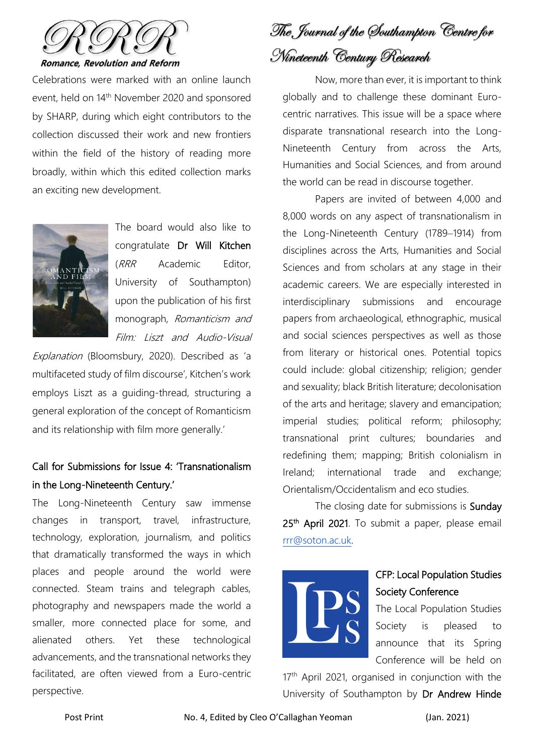Celebrations were marked with an online launch event, held on 14th November 2020 and sponsored by SHARP, during which eight contributors to the collection discussed their work and new frontiers within the field of the history of reading more broadly, within which this edited collection marks an exciting new development.

The board would also like to congratulate **Dr Will Kitchen** (*RRR* Academic Editor, University of Southampton) upon the publication of his first monograph, *Romanticism and Film: Liszt and Audio-Visual Explanation* (Bloomsbury, 2020). Described as 'a multifaceted study of film discourse', Kitchen's work employs Liszt as a guiding-thread, structuring a general exploration of the concept of Romanticism and its relationship with film more generally.'

## Call for Submissions for Issue 4: 'Transnationalism in the Long-Nineteenth Century.'

The Long-Nineteenth Century saw immense changes in transport, travel, infrastructure, technology, exploration, journalism, and politics that dramatically transformed the ways in which places and people around the world were connected. Steam trains and telegraph cables, photography and newspapers made the world a smaller, more connected place for some, and alienated others. Yet these technological advancements, and the transnational networks they facilitated, are often viewed from a Euro-centric perspective.

Now, more than ever, it is important to think globally and to challenge these dominant Euro-centric narratives. This issue will be a space where disparate transnational research into the Long-Nineteenth Century from across the Arts, Humanities and Social Sciences, and from around the world can be read in discourse together.

Papers are invited of between 4,000 and 8,000 words on any aspect of transnationalism in the Long-Nineteenth Century (1789–1914) from disciplines across the Arts, Humanities and Social Sciences and from scholars at any stage in their academic careers. We are especially interested in interdisciplinary submissions and encourage papers from archaeological, ethnographic, musical and social sciences perspectives as well as those from literary or historical ones. Potential topics could include: global citizenship; religion; gender and sexuality; black British literature; decolonisation of the arts and heritage; slavery and emancipation; imperial studies; political reform; philosophy; transnational print cultures; boundaries and redefining them; mapping; British colonialism in Ireland; international trade and exchange; Orientalism/Occidentalism and eco studies.

The closing date for submissions is **Sunday 25th April 2021**. To submit a paper, please email rrr@soton.ac.uk.

## CFP: Local Population Studies Society Conference

The Local Population Studies Society is pleased to announce that its Spring Conference will be held on 17th April 2021, organised in conjunction with the University of Southampton by **Dr Andrew Hinde**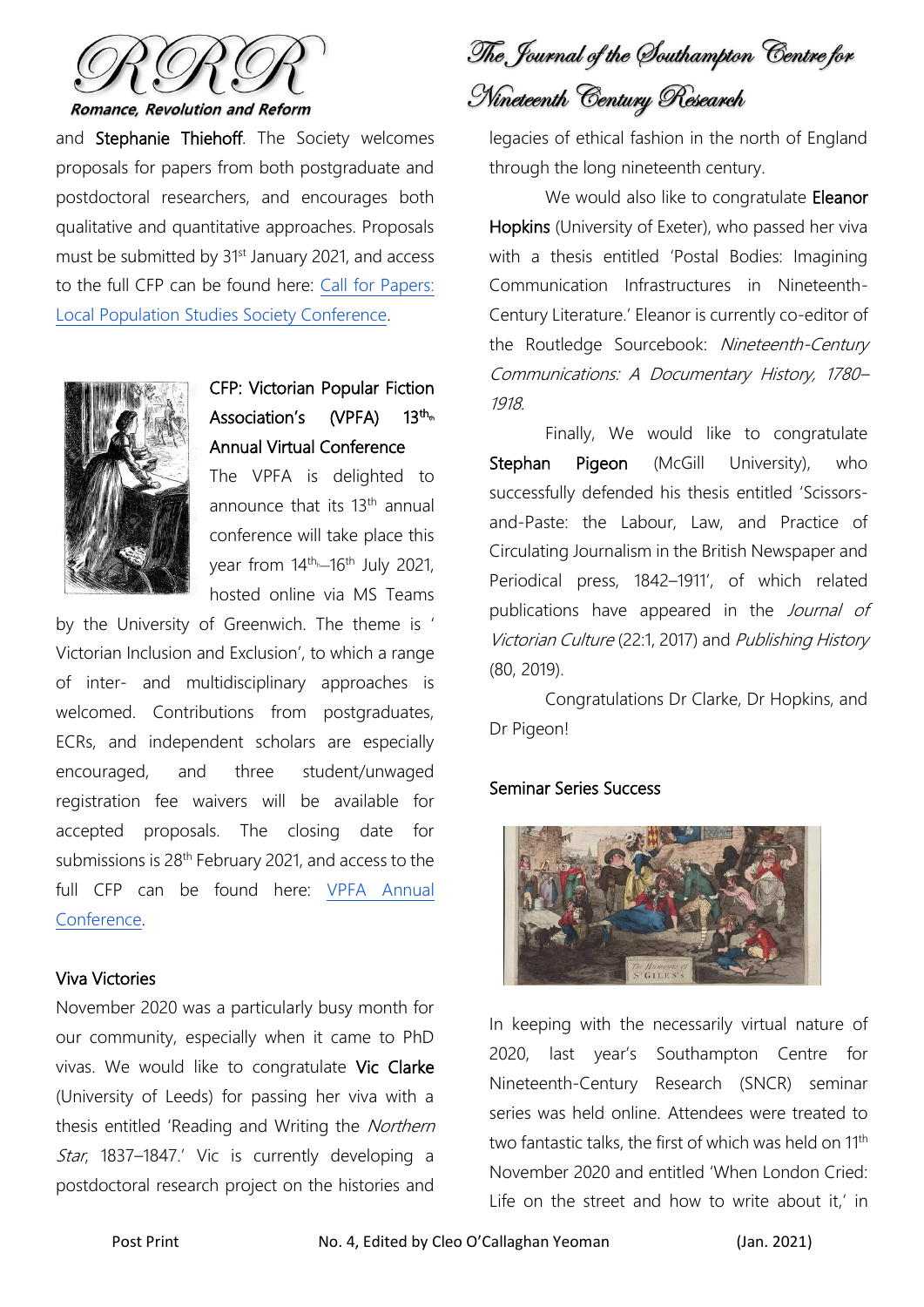and **Stephanie Thiehoff**. The Society welcomes proposals for papers from both postgraduate and postdoctoral researchers, and encourages both qualitative and quantitative approaches. Proposals must be submitted by 31st January 2021, and access to the full CFP can be found here: [Call for Papers: Local Population Studies Society Conference](#).

### CFP: Victorian Popular Fiction Association's (VPFA) 13th Annual Virtual Conference

The VPFA is delighted to announce that its 13th annual conference will take place this year from 14th–16th July 2021, hosted online via MS Teams by the University of Greenwich. The theme is 'Victorian Inclusion and Exclusion', to which a range of inter- and multidisciplinary approaches is welcomed. Contributions from postgraduates, ECRs, and independent scholars are especially encouraged, and three student/unwaged registration fee waivers will be available for accepted proposals. The closing date for submissions is 28th February 2021, and access to the full CFP can be found here: [VPFA Annual Conference](#).

## Viva Victories

November 2020 was a particularly busy month for our community, especially when it came to PhD vivas. We would like to congratulate **Vic Clarke** (University of Leeds) for passing her viva with a thesis entitled 'Reading and Writing the *Northern Star*, 1837–1847.' Vic is currently developing a postdoctoral research project on the histories and legacies of ethical fashion in the north of England through the long nineteenth century.

We would also like to congratulate **Eleanor Hopkins** (University of Exeter), who passed her viva with a thesis entitled 'Postal Bodies: Imagining Communication Infrastructures in Nineteenth-Century Literature.' Eleanor is currently co-editor of the Routledge Sourcebook: *Nineteenth-Century Communications: A Documentary History, 1780–1918.*

Finally, We would like to congratulate **Stephan Pigeon** (McGill University), who successfully defended his thesis entitled 'Scissors-and-Paste: the Labour, Law, and Practice of Circulating Journalism in the British Newspaper and Periodical press, 1842–1911', of which related publications have appeared in the *Journal of Victorian Culture* (22:1, 2017) and *Publishing History* (80, 2019).

Congratulations Dr Clarke, Dr Hopkins, and Dr Pigeon!

## Seminar Series Success

In keeping with the necessarily virtual nature of 2020, last year's Southampton Centre for Nineteenth-Century Research (SNCR) seminar series was held online. Attendees were treated to two fantastic talks, the first of which was held on 11th November 2020 and entitled 'When London Cried: Life on the street and how to write about it,' in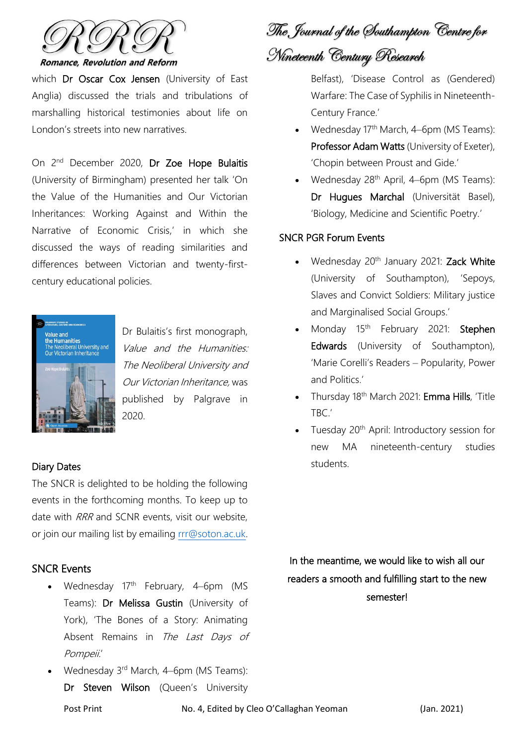which Dr Oscar Cox Jensen (University of East Anglia) discussed the trials and tribulations of marshalling historical testimonies about life on London's streets into new narratives.

On 2nd December 2020, Dr Zoe Hope Bulaitis (University of Birmingham) presented her talk 'On the Value of the Humanities and Our Victorian Inheritances: Working Against and Within the Narrative of Economic Crisis,' in which she discussed the ways of reading similarities and differences between Victorian and twenty-first-century educational policies.

Dr Bulaitis's first monograph, *Value and the Humanities: The Neoliberal University and Our Victorian Inheritance,* was published by Palgrave in 2020.

## Diary Dates

The SNCR is delighted to be holding the following events in the forthcoming months. To keep up to date with *RRR* and SCNR events, visit our website, or join our mailing list by emailing rrr@soton.ac.uk.

### SNCR Events

- Wednesday 17th February, 4–6pm (MS Teams): Dr Melissa Gustin (University of York), 'The Bones of a Story: Animating Absent Remains in *The Last Days of Pompeii.*'
- Wednesday 3rd March, 4–6pm (MS Teams): Dr Steven Wilson (Queen's University Belfast), 'Disease Control as (Gendered) Warfare: The Case of Syphilis in Nineteenth-Century France.'
- Wednesday 17th March, 4–6pm (MS Teams): Professor Adam Watts (University of Exeter), 'Chopin between Proust and Gide.'
- Wednesday 28th April, 4–6pm (MS Teams): Dr Hugues Marchal (Universität Basel), 'Biology, Medicine and Scientific Poetry.'

### SNCR PGR Forum Events

- Wednesday 20th January 2021: Zack White (University of Southampton), 'Sepoys, Slaves and Convict Soldiers: Military justice and Marginalised Social Groups.'
- Monday 15th February 2021: Stephen Edwards (University of Southampton), 'Marie Corelli's Readers – Popularity, Power and Politics.'
- Thursday 18th March 2021: Emma Hills, 'Title TBC.'
- Tuesday 20th April: Introductory session for new MA nineteenth-century studies students.

In the meantime, we would like to wish all our readers a smooth and fulfilling start to the new semester!